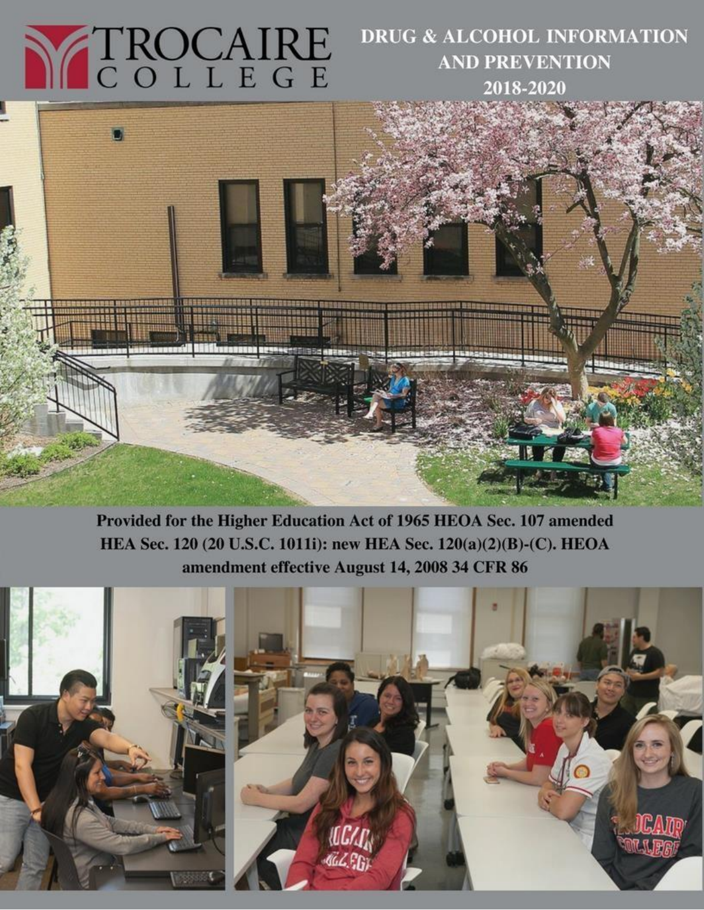# TROCAIRE COLLEGE

## DRUG & ALCOHOL INFORMATION AND PREVENTION 2018-2020

**Provided for the Higher Education Act of 1965 HEOA Sec. 107 amended HEA Sec. 120 (20 U.S.C. 1011i): new HEA Sec. 120(a)(2)(B)-(C). HEOA amendment effective August 14, 2008 34 CFR 86**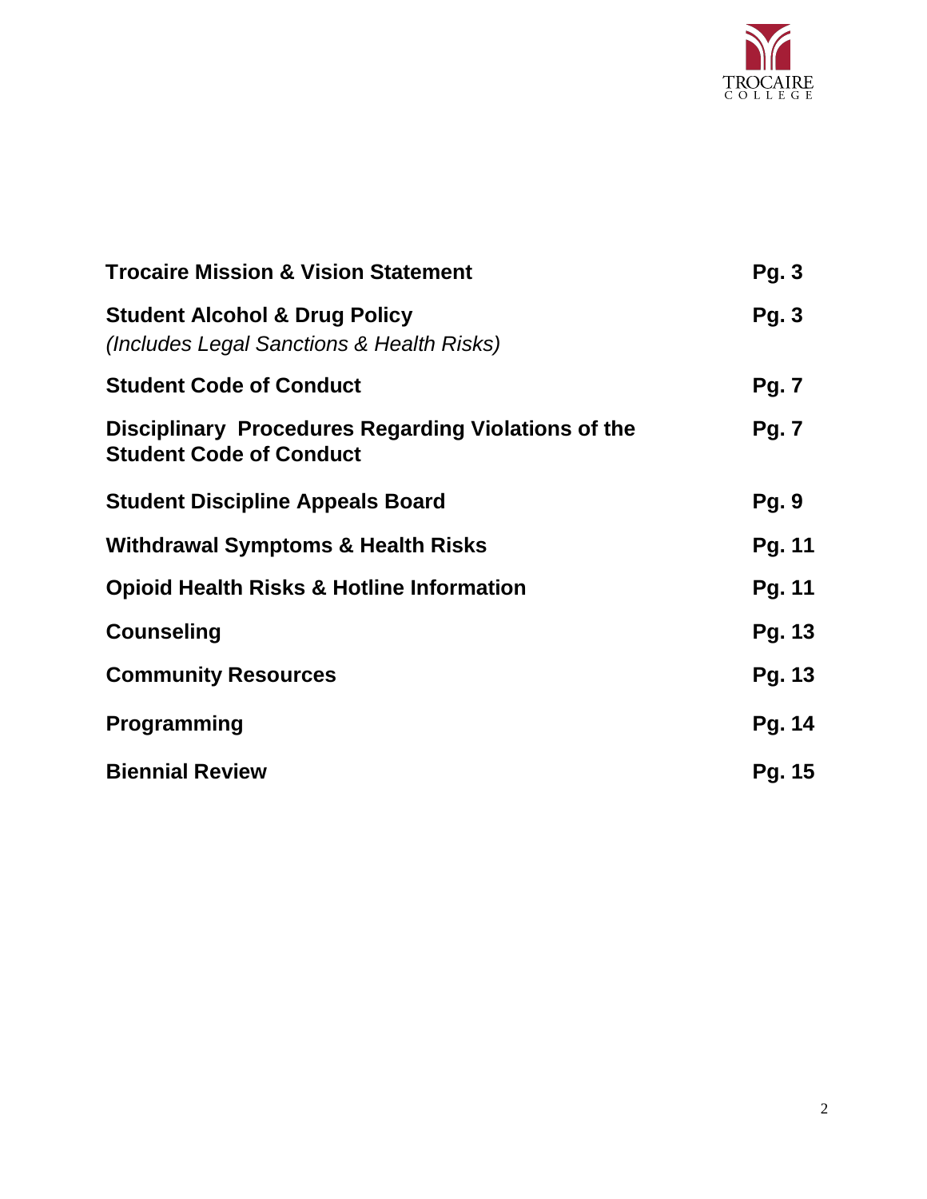| | |
|---|---|
| **Trocaire Mission & Vision Statement** | **Pg. 3** |
| **Student Alcohol & Drug Policy** *(Includes Legal Sanctions & Health Risks)* | **Pg. 3** |
| **Student Code of Conduct** | **Pg. 7** |
| **Disciplinary Procedures Regarding Violations of the Student Code of Conduct** | **Pg. 7** |
| **Student Discipline Appeals Board** | **Pg. 9** |
| **Withdrawal Symptoms & Health Risks** | **Pg. 11** |
| **Opioid Health Risks & Hotline Information** | **Pg. 11** |
| **Counseling** | **Pg. 13** |
| **Community Resources** | **Pg. 13** |
| **Programming** | **Pg. 14** |
| **Biennial Review** | **Pg. 15** |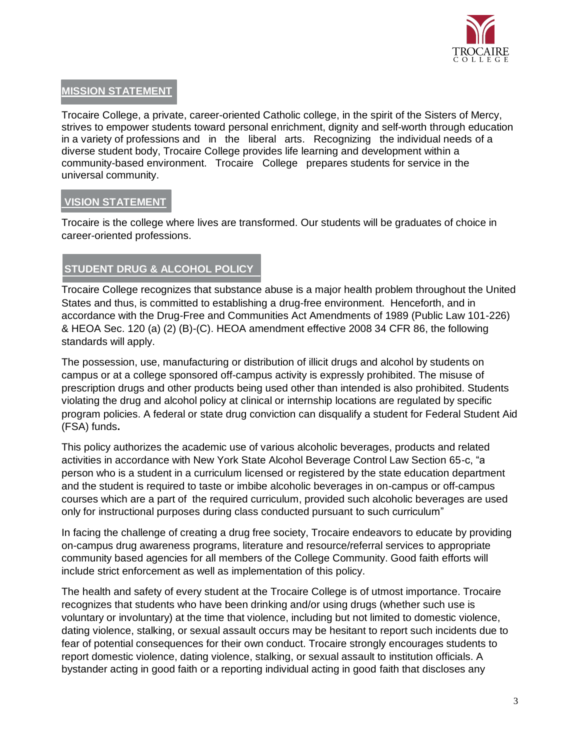## MISSION STATEMENT

Trocaire College, a private, career-oriented Catholic college, in the spirit of the Sisters of Mercy, strives to empower students toward personal enrichment, dignity and self-worth through education in a variety of professions and in the liberal arts. Recognizing the individual needs of a diverse student body, Trocaire College provides life learning and development within a community-based environment. Trocaire College prepares students for service in the universal community.

## VISION STATEMENT

Trocaire is the college where lives are transformed. Our students will be graduates of choice in career-oriented professions.

## STUDENT DRUG & ALCOHOL POLICY

Trocaire College recognizes that substance abuse is a major health problem throughout the United States and thus, is committed to establishing a drug-free environment. Henceforth, and in accordance with the Drug-Free and Communities Act Amendments of 1989 (Public Law 101-226) & HEOA Sec. 120 (a) (2) (B)-(C). HEOA amendment effective 2008 34 CFR 86, the following standards will apply.

The possession, use, manufacturing or distribution of illicit drugs and alcohol by students on campus or at a college sponsored off-campus activity is expressly prohibited. The misuse of prescription drugs and other products being used other than intended is also prohibited. Students violating the drug and alcohol policy at clinical or internship locations are regulated by specific program policies. A federal or state drug conviction can disqualify a student for Federal Student Aid (FSA) funds**.**

This policy authorizes the academic use of various alcoholic beverages, products and related activities in accordance with New York State Alcohol Beverage Control Law Section 65-c, "a person who is a student in a curriculum licensed or registered by the state education department and the student is required to taste or imbibe alcoholic beverages in on-campus or off-campus courses which are a part of the required curriculum, provided such alcoholic beverages are used only for instructional purposes during class conducted pursuant to such curriculum"

In facing the challenge of creating a drug free society, Trocaire endeavors to educate by providing on-campus drug awareness programs, literature and resource/referral services to appropriate community based agencies for all members of the College Community. Good faith efforts will include strict enforcement as well as implementation of this policy.

The health and safety of every student at the Trocaire College is of utmost importance. Trocaire recognizes that students who have been drinking and/or using drugs (whether such use is voluntary or involuntary) at the time that violence, including but not limited to domestic violence, dating violence, stalking, or sexual assault occurs may be hesitant to report such incidents due to fear of potential consequences for their own conduct. Trocaire strongly encourages students to report domestic violence, dating violence, stalking, or sexual assault to institution officials. A bystander acting in good faith or a reporting individual acting in good faith that discloses any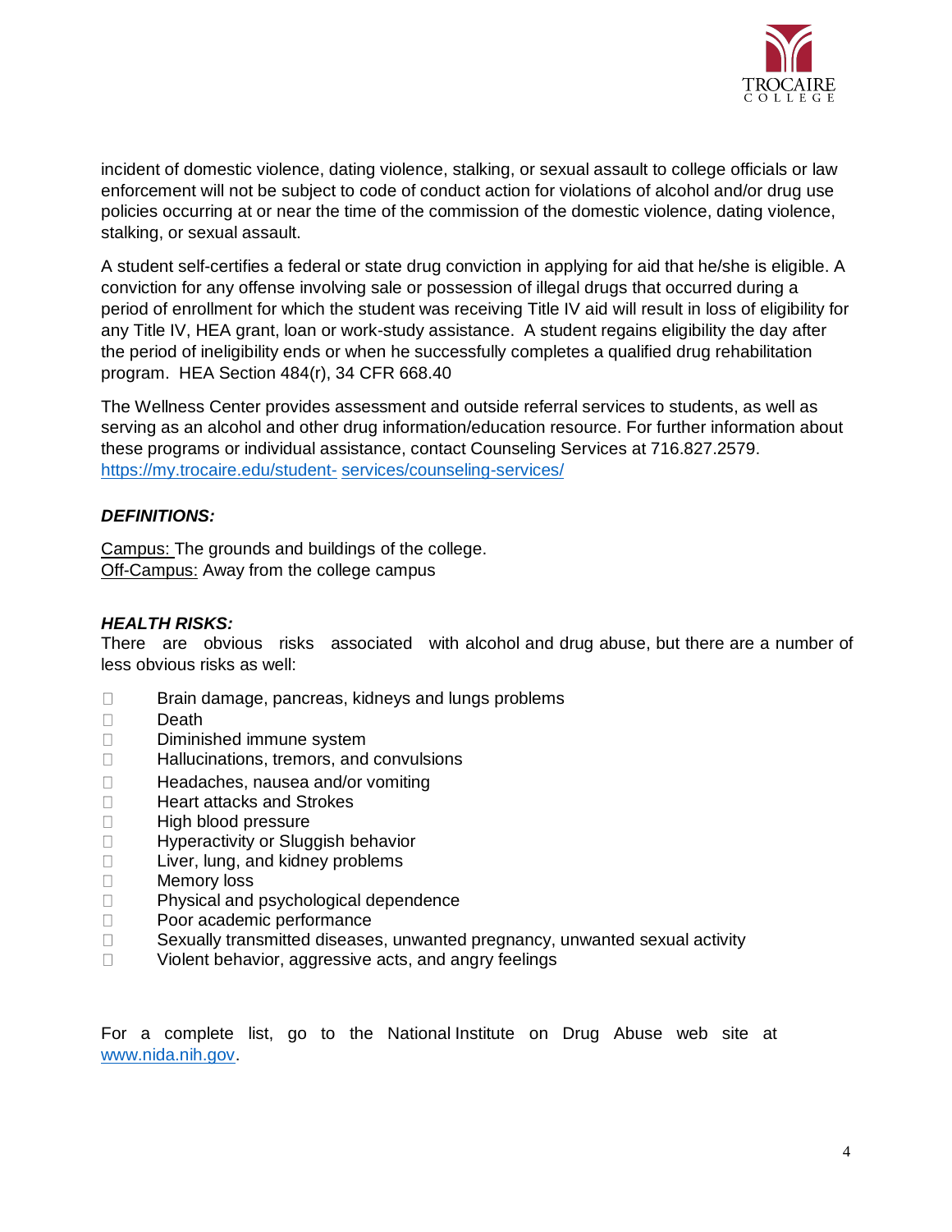incident of domestic violence, dating violence, stalking, or sexual assault to college officials or law enforcement will not be subject to code of conduct action for violations of alcohol and/or drug use policies occurring at or near the time of the commission of the domestic violence, dating violence, stalking, or sexual assault.

A student self-certifies a federal or state drug conviction in applying for aid that he/she is eligible. A conviction for any offense involving sale or possession of illegal drugs that occurred during a period of enrollment for which the student was receiving Title IV aid will result in loss of eligibility for any Title IV, HEA grant, loan or work-study assistance. A student regains eligibility the day after the period of ineligibility ends or when he successfully completes a qualified drug rehabilitation program. HEA Section 484(r), 34 CFR 668.40

The Wellness Center provides assessment and outside referral services to students, as well as serving as an alcohol and other drug information/education resource. For further information about these programs or individual assistance, contact Counseling Services at 716.827.2579. [https://my.trocaire.edu/student- services/counseling-services/](https://my.trocaire.edu/student-services/counseling-services/)

***DEFINITIONS:***

Campus: The grounds and buildings of the college.
Off-Campus: Away from the college campus

***HEALTH RISKS:***

There are obvious risks associated with alcohol and drug abuse, but there are a number of less obvious risks as well:

- Brain damage, pancreas, kidneys and lungs problems
- Death
- Diminished immune system
- Hallucinations, tremors, and convulsions
- Headaches, nausea and/or vomiting
- Heart attacks and Strokes
- High blood pressure
- Hyperactivity or Sluggish behavior
- Liver, lung, and kidney problems
- Memory loss
- Physical and psychological dependence
- Poor academic performance
- Sexually transmitted diseases, unwanted pregnancy, unwanted sexual activity
- Violent behavior, aggressive acts, and angry feelings

For a complete list, go to the National Institute on Drug Abuse web site at [www.nida.nih.gov](http://www.nida.nih.gov).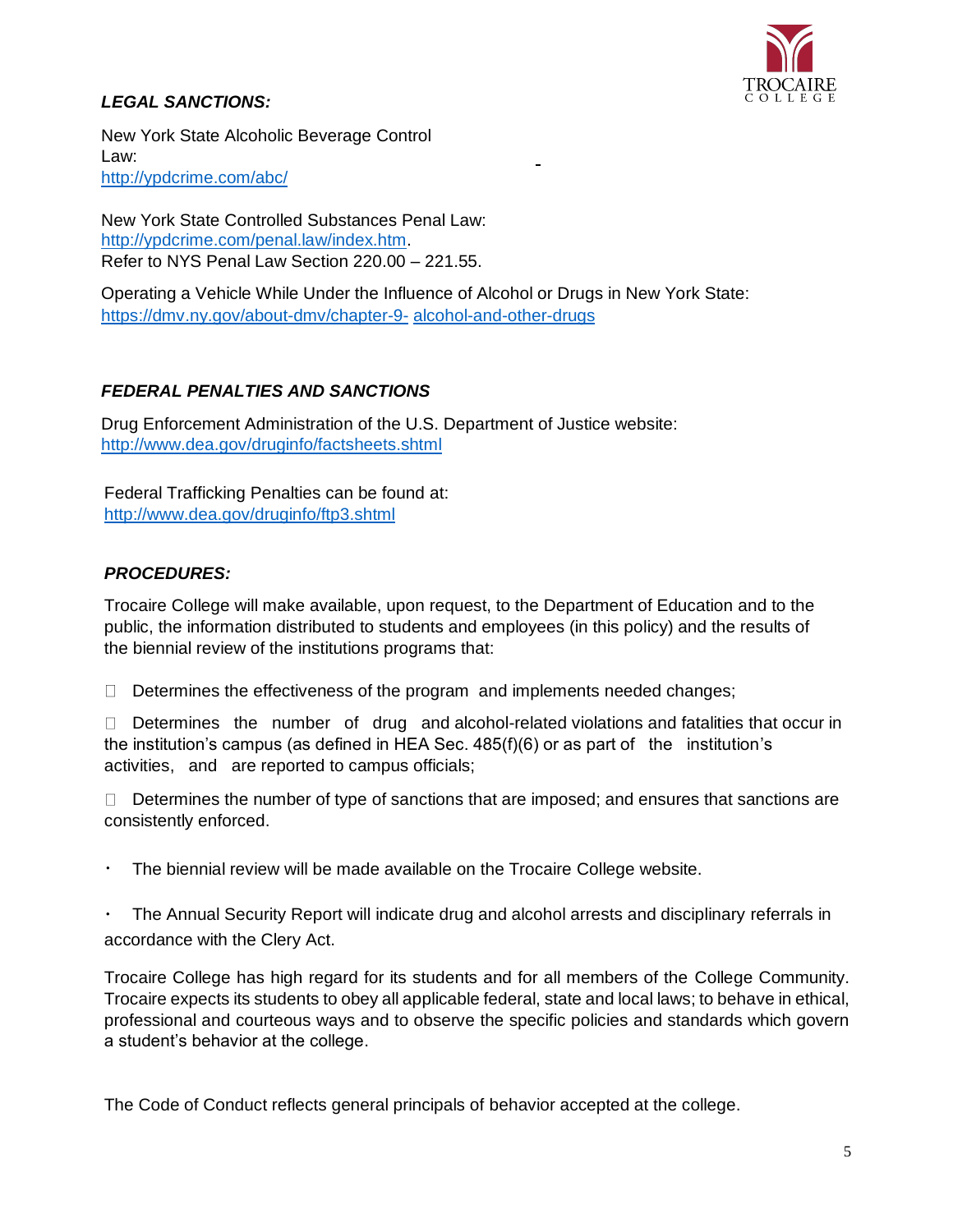***LEGAL SANCTIONS:***

New York State Alcoholic Beverage Control Law:
http://ypdcrime.com/abc/

New York State Controlled Substances Penal Law:
http://ypdcrime.com/penal.law/index.htm.
Refer to NYS Penal Law Section 220.00 – 221.55.

Operating a Vehicle While Under the Influence of Alcohol or Drugs in New York State:
https://dmv.ny.gov/about-dmv/chapter-9- alcohol-and-other-drugs

***FEDERAL PENALTIES AND SANCTIONS***

Drug Enforcement Administration of the U.S. Department of Justice website:
http://www.dea.gov/druginfo/factsheets.shtml

Federal Trafficking Penalties can be found at:
http://www.dea.gov/druginfo/ftp3.shtml

***PROCEDURES:***

Trocaire College will make available, upon request, to the Department of Education and to the public, the information distributed to students and employees (in this policy) and the results of the biennial review of the institutions programs that:

- Determines the effectiveness of the program and implements needed changes;
- Determines the number of drug and alcohol-related violations and fatalities that occur in the institution's campus (as defined in HEA Sec. 485(f)(6) or as part of the institution's activities, and are reported to campus officials;
- Determines the number of type of sanctions that are imposed; and ensures that sanctions are consistently enforced.

- The biennial review will be made available on the Trocaire College website.
- The Annual Security Report will indicate drug and alcohol arrests and disciplinary referrals in accordance with the Clery Act.

Trocaire College has high regard for its students and for all members of the College Community. Trocaire expects its students to obey all applicable federal, state and local laws; to behave in ethical, professional and courteous ways and to observe the specific policies and standards which govern a student's behavior at the college.

The Code of Conduct reflects general principals of behavior accepted at the college.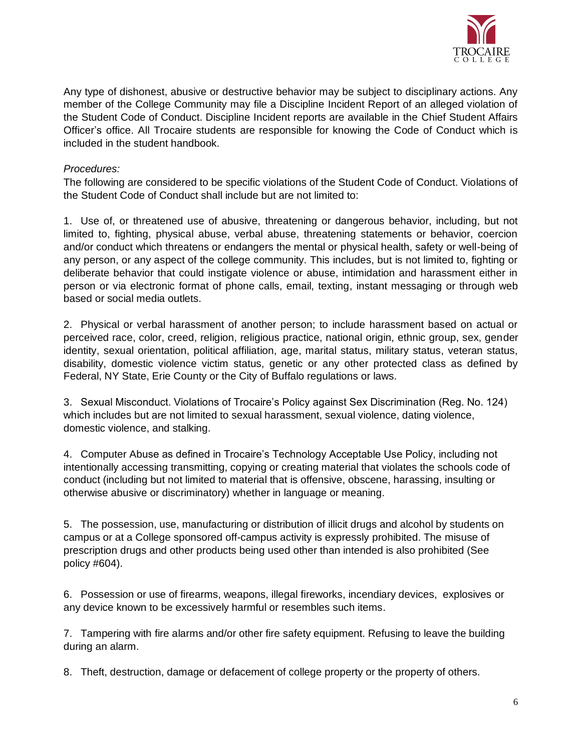Any type of dishonest, abusive or destructive behavior may be subject to disciplinary actions. Any member of the College Community may file a Discipline Incident Report of an alleged violation of the Student Code of Conduct. Discipline Incident reports are available in the Chief Student Affairs Officer's office. All Trocaire students are responsible for knowing the Code of Conduct which is included in the student handbook.

*Procedures:*

The following are considered to be specific violations of the Student Code of Conduct. Violations of the Student Code of Conduct shall include but are not limited to:

1. Use of, or threatened use of abusive, threatening or dangerous behavior, including, but not limited to, fighting, physical abuse, verbal abuse, threatening statements or behavior, coercion and/or conduct which threatens or endangers the mental or physical health, safety or well-being of any person, or any aspect of the college community. This includes, but is not limited to, fighting or deliberate behavior that could instigate violence or abuse, intimidation and harassment either in person or via electronic format of phone calls, email, texting, instant messaging or through web based or social media outlets.

2. Physical or verbal harassment of another person; to include harassment based on actual or perceived race, color, creed, religion, religious practice, national origin, ethnic group, sex, gender identity, sexual orientation, political affiliation, age, marital status, military status, veteran status, disability, domestic violence victim status, genetic or any other protected class as defined by Federal, NY State, Erie County or the City of Buffalo regulations or laws.

3. Sexual Misconduct. Violations of Trocaire's Policy against Sex Discrimination (Reg. No. 124) which includes but are not limited to sexual harassment, sexual violence, dating violence, domestic violence, and stalking.

4. Computer Abuse as defined in Trocaire's Technology Acceptable Use Policy, including not intentionally accessing transmitting, copying or creating material that violates the schools code of conduct (including but not limited to material that is offensive, obscene, harassing, insulting or otherwise abusive or discriminatory) whether in language or meaning.

5. The possession, use, manufacturing or distribution of illicit drugs and alcohol by students on campus or at a College sponsored off-campus activity is expressly prohibited. The misuse of prescription drugs and other products being used other than intended is also prohibited (See policy #604).

6. Possession or use of firearms, weapons, illegal fireworks, incendiary devices, explosives or any device known to be excessively harmful or resembles such items.

7. Tampering with fire alarms and/or other fire safety equipment. Refusing to leave the building during an alarm.

8. Theft, destruction, damage or defacement of college property or the property of others.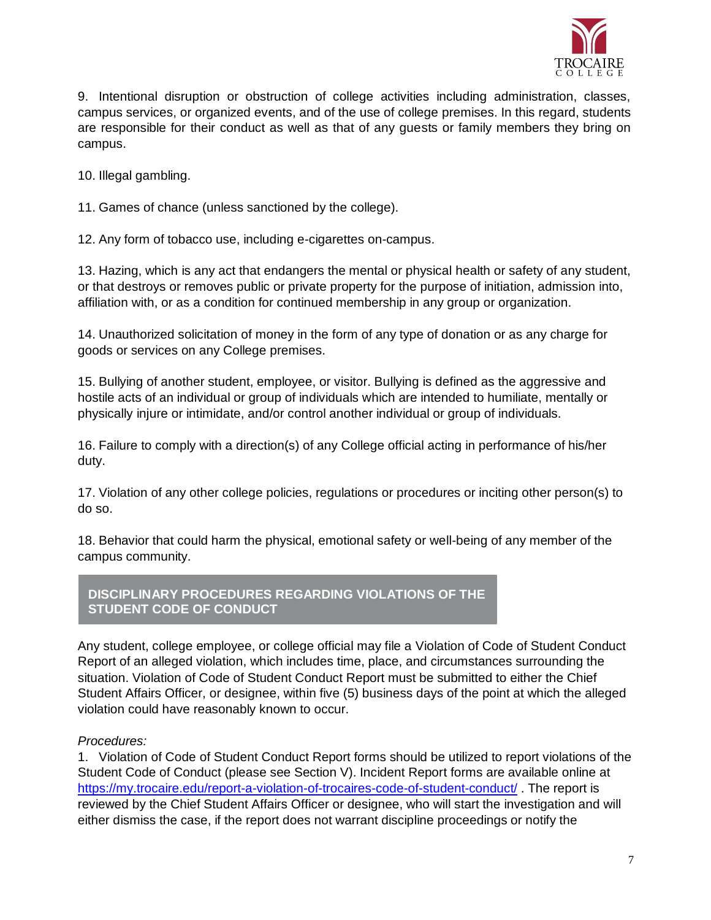9. Intentional disruption or obstruction of college activities including administration, classes, campus services, or organized events, and of the use of college premises. In this regard, students are responsible for their conduct as well as that of any guests or family members they bring on campus.

10. Illegal gambling.

11. Games of chance (unless sanctioned by the college).

12. Any form of tobacco use, including e-cigarettes on-campus.

13. Hazing, which is any act that endangers the mental or physical health or safety of any student, or that destroys or removes public or private property for the purpose of initiation, admission into, affiliation with, or as a condition for continued membership in any group or organization.

14. Unauthorized solicitation of money in the form of any type of donation or as any charge for goods or services on any College premises.

15. Bullying of another student, employee, or visitor. Bullying is defined as the aggressive and hostile acts of an individual or group of individuals which are intended to humiliate, mentally or physically injure or intimidate, and/or control another individual or group of individuals.

16. Failure to comply with a direction(s) of any College official acting in performance of his/her duty.

17. Violation of any other college policies, regulations or procedures or inciting other person(s) to do so.

18. Behavior that could harm the physical, emotional safety or well-being of any member of the campus community.

## DISCIPLINARY PROCEDURES REGARDING VIOLATIONS OF THE STUDENT CODE OF CONDUCT

Any student, college employee, or college official may file a Violation of Code of Student Conduct Report of an alleged violation, which includes time, place, and circumstances surrounding the situation. Violation of Code of Student Conduct Report must be submitted to either the Chief Student Affairs Officer, or designee, within five (5) business days of the point at which the alleged violation could have reasonably known to occur.

*Procedures:*

1. Violation of Code of Student Conduct Report forms should be utilized to report violations of the Student Code of Conduct (please see Section V). Incident Report forms are available online at https://my.trocaire.edu/report-a-violation-of-trocaires-code-of-student-conduct/ . The report is reviewed by the Chief Student Affairs Officer or designee, who will start the investigation and will either dismiss the case, if the report does not warrant discipline proceedings or notify the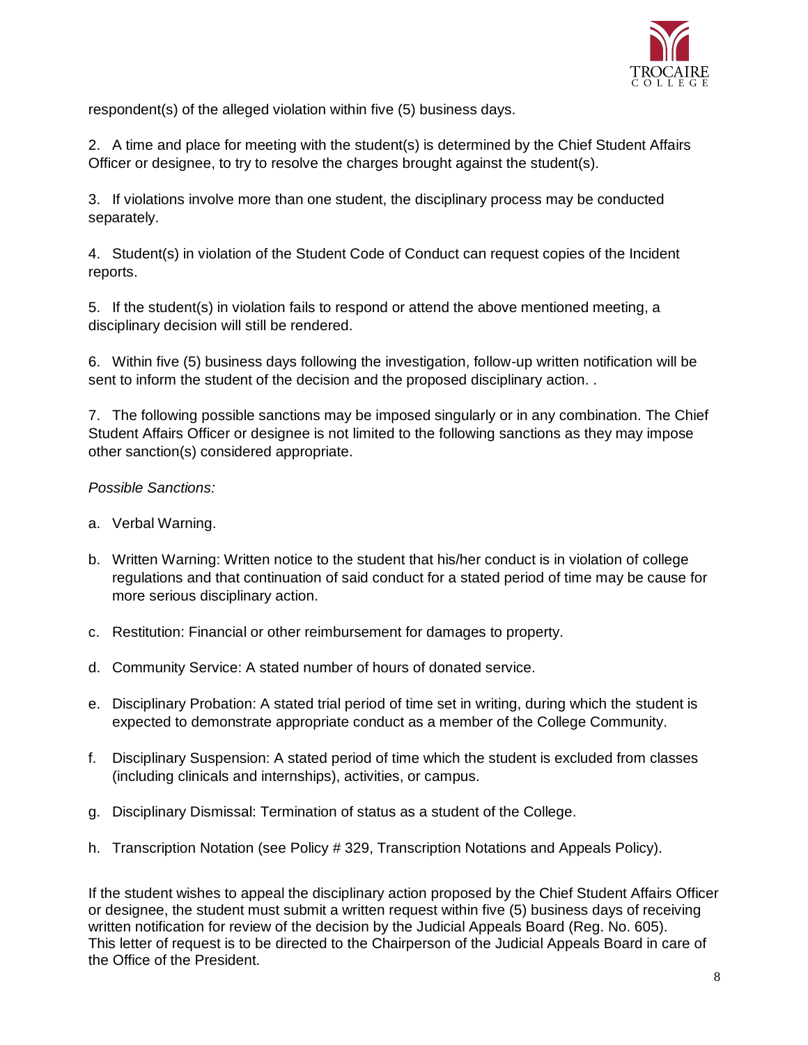respondent(s) of the alleged violation within five (5) business days.

2. A time and place for meeting with the student(s) is determined by the Chief Student Affairs Officer or designee, to try to resolve the charges brought against the student(s).

3. If violations involve more than one student, the disciplinary process may be conducted separately.

4. Student(s) in violation of the Student Code of Conduct can request copies of the Incident reports.

5. If the student(s) in violation fails to respond or attend the above mentioned meeting, a disciplinary decision will still be rendered.

6. Within five (5) business days following the investigation, follow-up written notification will be sent to inform the student of the decision and the proposed disciplinary action. .

7. The following possible sanctions may be imposed singularly or in any combination. The Chief Student Affairs Officer or designee is not limited to the following sanctions as they may impose other sanction(s) considered appropriate.

*Possible Sanctions:*

a. Verbal Warning.

b. Written Warning: Written notice to the student that his/her conduct is in violation of college regulations and that continuation of said conduct for a stated period of time may be cause for more serious disciplinary action.

c. Restitution: Financial or other reimbursement for damages to property.

d. Community Service: A stated number of hours of donated service.

e. Disciplinary Probation: A stated trial period of time set in writing, during which the student is expected to demonstrate appropriate conduct as a member of the College Community.

f. Disciplinary Suspension: A stated period of time which the student is excluded from classes (including clinicals and internships), activities, or campus.

g. Disciplinary Dismissal: Termination of status as a student of the College.

h. Transcription Notation (see Policy # 329, Transcription Notations and Appeals Policy).

If the student wishes to appeal the disciplinary action proposed by the Chief Student Affairs Officer or designee, the student must submit a written request within five (5) business days of receiving written notification for review of the decision by the Judicial Appeals Board (Reg. No. 605). This letter of request is to be directed to the Chairperson of the Judicial Appeals Board in care of the Office of the President.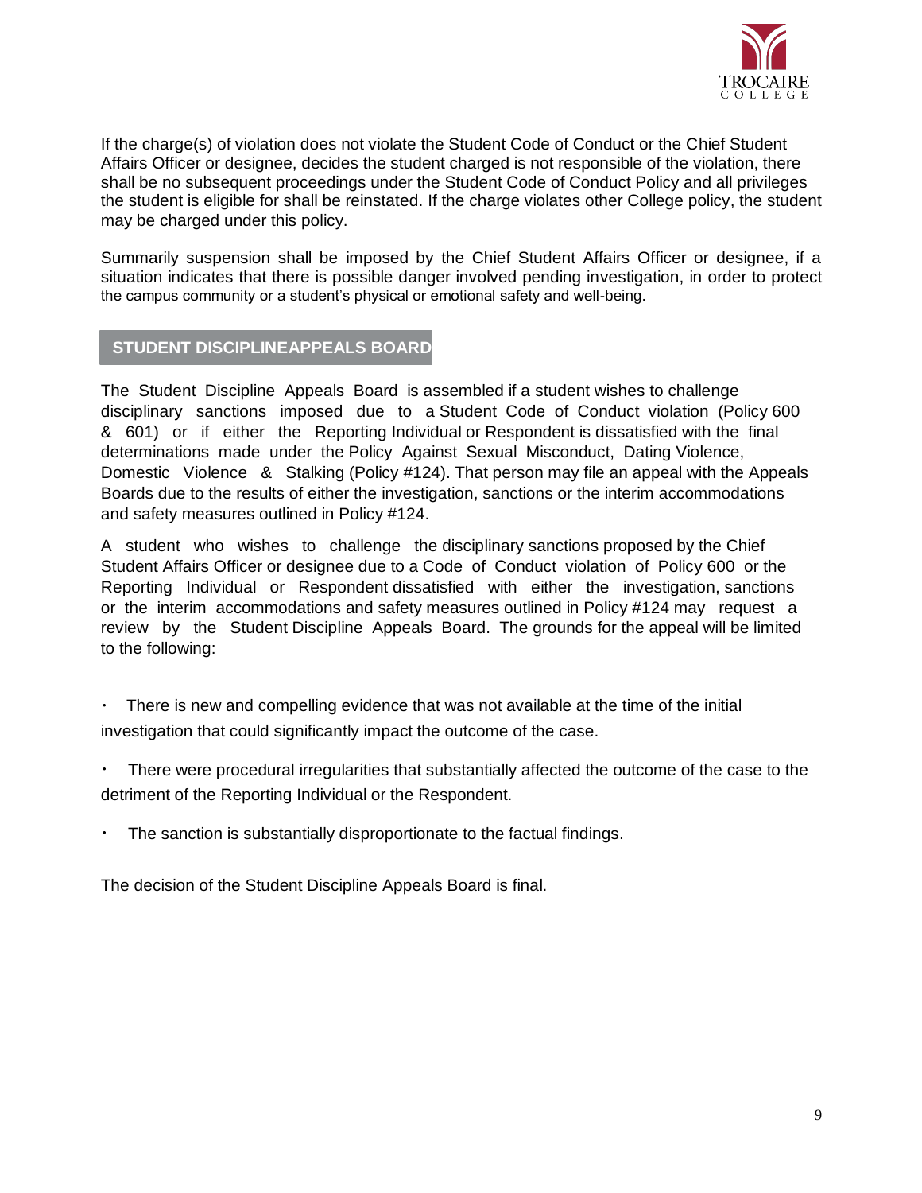If the charge(s) of violation does not violate the Student Code of Conduct or the Chief Student Affairs Officer or designee, decides the student charged is not responsible of the violation, there shall be no subsequent proceedings under the Student Code of Conduct Policy and all privileges the student is eligible for shall be reinstated. If the charge violates other College policy, the student may be charged under this policy.

Summarily suspension shall be imposed by the Chief Student Affairs Officer or designee, if a situation indicates that there is possible danger involved pending investigation, in order to protect the campus community or a student's physical or emotional safety and well-being.

## STUDENT DISCIPLINEAPPEALS BOARD

The Student Discipline Appeals Board is assembled if a student wishes to challenge disciplinary sanctions imposed due to a Student Code of Conduct violation (Policy 600 & 601) or if either the Reporting Individual or Respondent is dissatisfied with the final determinations made under the Policy Against Sexual Misconduct, Dating Violence, Domestic Violence & Stalking (Policy #124). That person may file an appeal with the Appeals Boards due to the results of either the investigation, sanctions or the interim accommodations and safety measures outlined in Policy #124.

A student who wishes to challenge the disciplinary sanctions proposed by the Chief Student Affairs Officer or designee due to a Code of Conduct violation of Policy 600 or the Reporting Individual or Respondent dissatisfied with either the investigation, sanctions or the interim accommodations and safety measures outlined in Policy #124 may request a review by the Student Discipline Appeals Board. The grounds for the appeal will be limited to the following:

- There is new and compelling evidence that was not available at the time of the initial investigation that could significantly impact the outcome of the case.
- There were procedural irregularities that substantially affected the outcome of the case to the detriment of the Reporting Individual or the Respondent.
- The sanction is substantially disproportionate to the factual findings.

The decision of the Student Discipline Appeals Board is final.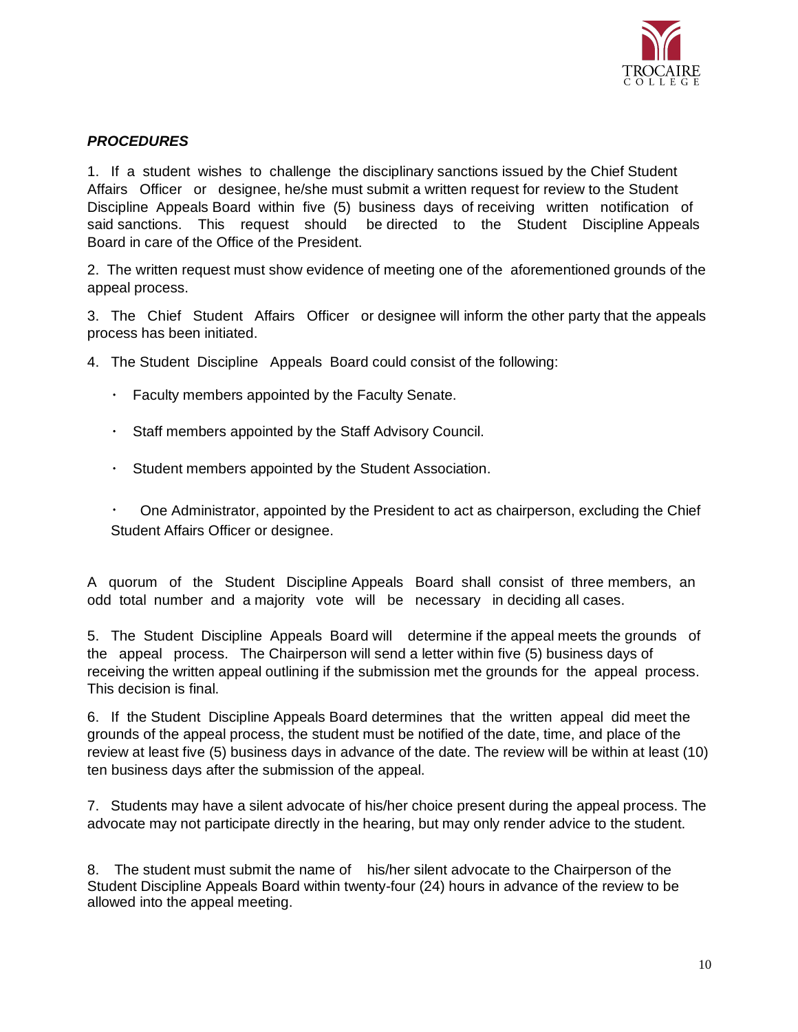***PROCEDURES***

1. If a student wishes to challenge the disciplinary sanctions issued by the Chief Student Affairs Officer or designee, he/she must submit a written request for review to the Student Discipline Appeals Board within five (5) business days of receiving written notification of said sanctions. This request should be directed to the Student Discipline Appeals Board in care of the Office of the President.

2. The written request must show evidence of meeting one of the aforementioned grounds of the appeal process.

3. The Chief Student Affairs Officer or designee will inform the other party that the appeals process has been initiated.

4. The Student Discipline Appeals Board could consist of the following:

- Faculty members appointed by the Faculty Senate.
- Staff members appointed by the Staff Advisory Council.
- Student members appointed by the Student Association.
- One Administrator, appointed by the President to act as chairperson, excluding the Chief Student Affairs Officer or designee.

A quorum of the Student Discipline Appeals Board shall consist of three members, an odd total number and a majority vote will be necessary in deciding all cases.

5. The Student Discipline Appeals Board will determine if the appeal meets the grounds of the appeal process. The Chairperson will send a letter within five (5) business days of receiving the written appeal outlining if the submission met the grounds for the appeal process. This decision is final.

6. If the Student Discipline Appeals Board determines that the written appeal did meet the grounds of the appeal process, the student must be notified of the date, time, and place of the review at least five (5) business days in advance of the date. The review will be within at least (10) ten business days after the submission of the appeal.

7. Students may have a silent advocate of his/her choice present during the appeal process. The advocate may not participate directly in the hearing, but may only render advice to the student.

8. The student must submit the name of his/her silent advocate to the Chairperson of the Student Discipline Appeals Board within twenty-four (24) hours in advance of the review to be allowed into the appeal meeting.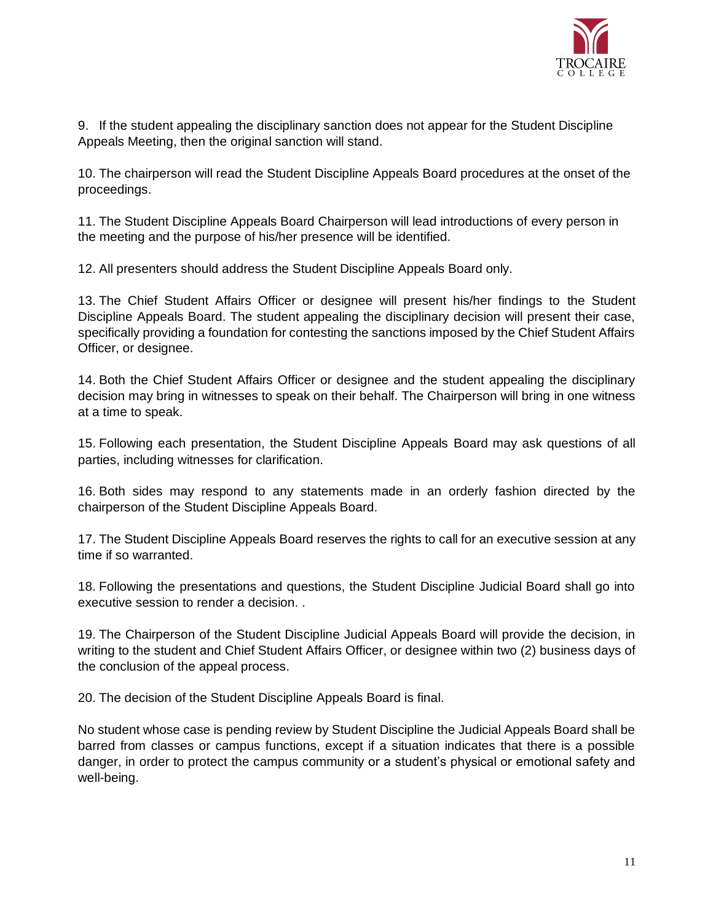9. If the student appealing the disciplinary sanction does not appear for the Student Discipline Appeals Meeting, then the original sanction will stand.

10. The chairperson will read the Student Discipline Appeals Board procedures at the onset of the proceedings.

11. The Student Discipline Appeals Board Chairperson will lead introductions of every person in the meeting and the purpose of his/her presence will be identified.

12. All presenters should address the Student Discipline Appeals Board only.

13. The Chief Student Affairs Officer or designee will present his/her findings to the Student Discipline Appeals Board. The student appealing the disciplinary decision will present their case, specifically providing a foundation for contesting the sanctions imposed by the Chief Student Affairs Officer, or designee.

14. Both the Chief Student Affairs Officer or designee and the student appealing the disciplinary decision may bring in witnesses to speak on their behalf. The Chairperson will bring in one witness at a time to speak.

15. Following each presentation, the Student Discipline Appeals Board may ask questions of all parties, including witnesses for clarification.

16. Both sides may respond to any statements made in an orderly fashion directed by the chairperson of the Student Discipline Appeals Board.

17. The Student Discipline Appeals Board reserves the rights to call for an executive session at any time if so warranted.

18. Following the presentations and questions, the Student Discipline Judicial Board shall go into executive session to render a decision. .

19. The Chairperson of the Student Discipline Judicial Appeals Board will provide the decision, in writing to the student and Chief Student Affairs Officer, or designee within two (2) business days of the conclusion of the appeal process.

20. The decision of the Student Discipline Appeals Board is final.

No student whose case is pending review by Student Discipline the Judicial Appeals Board shall be barred from classes or campus functions, except if a situation indicates that there is a possible danger, in order to protect the campus community or a student's physical or emotional safety and well-being.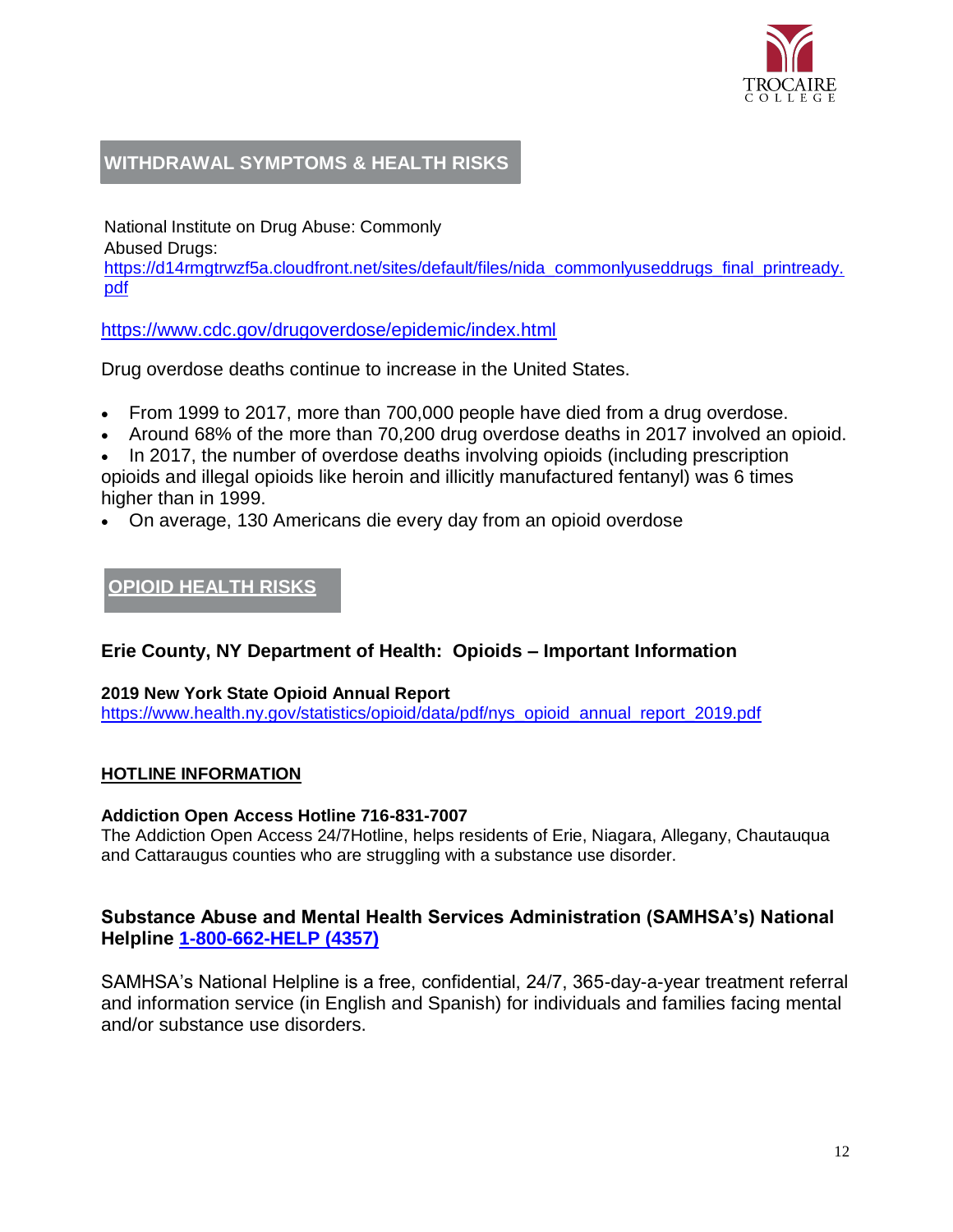## WITHDRAWAL SYMPTOMS & HEALTH RISKS

National Institute on Drug Abuse: Commonly Abused Drugs:
https://d14rmgtrwzf5a.cloudfront.net/sites/default/files/nida_commonlyuseddrugs_final_printready.pdf

https://www.cdc.gov/drugoverdose/epidemic/index.html

Drug overdose deaths continue to increase in the United States.

- From 1999 to 2017, more than 700,000 people have died from a drug overdose.
- Around 68% of the more than 70,200 drug overdose deaths in 2017 involved an opioid.
- In 2017, the number of overdose deaths involving opioids (including prescription opioids and illegal opioids like heroin and illicitly manufactured fentanyl) was 6 times higher than in 1999.
- On average, 130 Americans die every day from an opioid overdose

## OPIOID HEALTH RISKS

### Erie County, NY Department of Health: Opioids – Important Information

**2019 New York State Opioid Annual Report**
https://www.health.ny.gov/statistics/opioid/data/pdf/nys_opioid_annual_report_2019.pdf

### HOTLINE INFORMATION

**Addiction Open Access Hotline 716-831-7007**
The Addiction Open Access 24/7Hotline, helps residents of Erie, Niagara, Allegany, Chautauqua and Cattaraugus counties who are struggling with a substance use disorder.

### Substance Abuse and Mental Health Services Administration (SAMHSA's) National Helpline 1-800-662-HELP (4357)

SAMHSA's National Helpline is a free, confidential, 24/7, 365-day-a-year treatment referral and information service (in English and Spanish) for individuals and families facing mental and/or substance use disorders.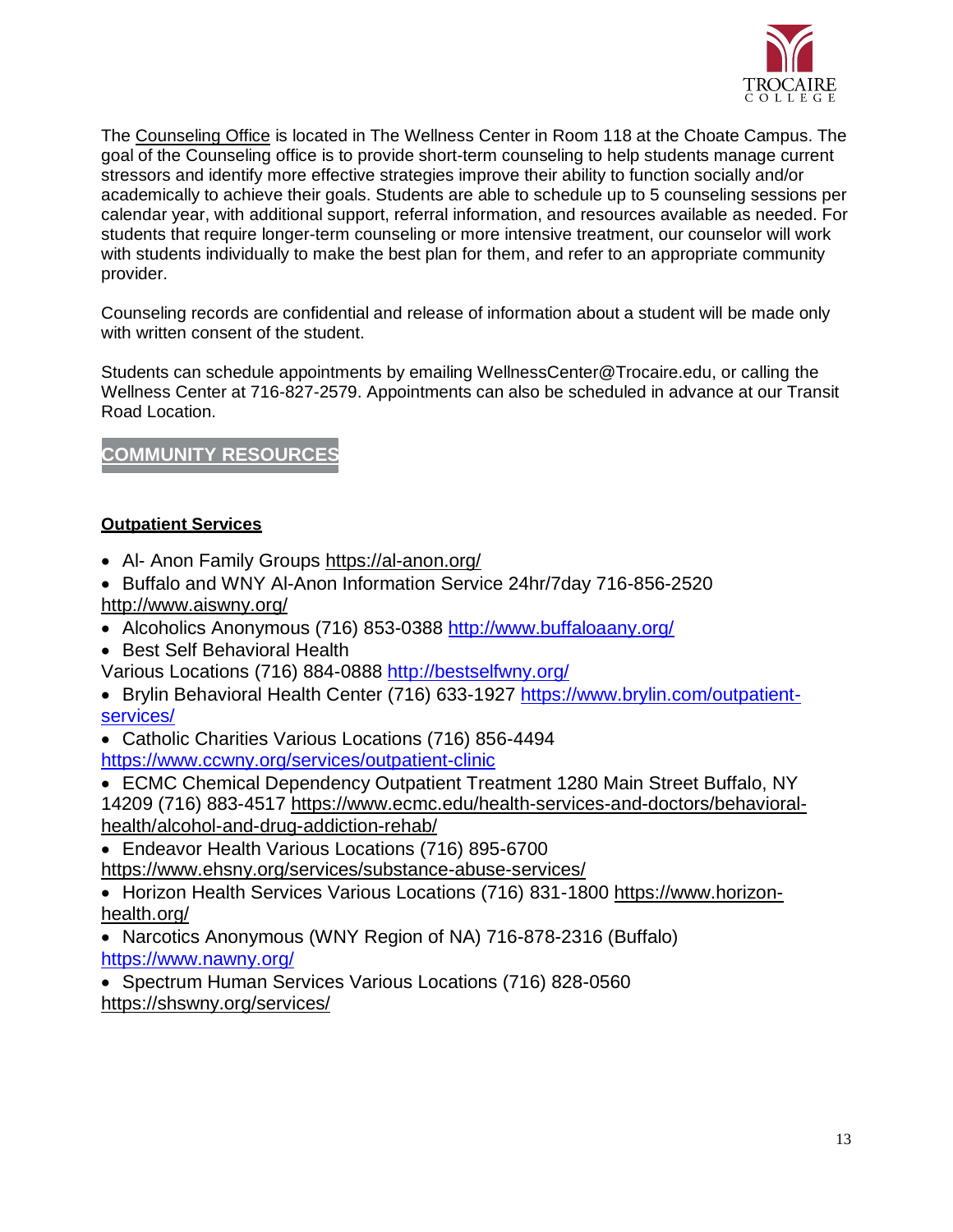The Counseling Office is located in The Wellness Center in Room 118 at the Choate Campus. The goal of the Counseling office is to provide short-term counseling to help students manage current stressors and identify more effective strategies improve their ability to function socially and/or academically to achieve their goals. Students are able to schedule up to 5 counseling sessions per calendar year, with additional support, referral information, and resources available as needed. For students that require longer-term counseling or more intensive treatment, our counselor will work with students individually to make the best plan for them, and refer to an appropriate community provider.

Counseling records are confidential and release of information about a student will be made only with written consent of the student.

Students can schedule appointments by emailing WellnessCenter@Trocaire.edu, or calling the Wellness Center at 716-827-2579. Appointments can also be scheduled in advance at our Transit Road Location.

## COMMUNITY RESOURCES

### Outpatient Services

- Al- Anon Family Groups https://al-anon.org/
- Buffalo and WNY Al-Anon Information Service 24hr/7day 716-856-2520 http://www.aiswny.org/
- Alcoholics Anonymous (716) 853-0388 http://www.buffaloaany.org/
- Best Self Behavioral Health Various Locations (716) 884-0888 http://bestselfwny.org/
- Brylin Behavioral Health Center (716) 633-1927 https://www.brylin.com/outpatient-services/
- Catholic Charities Various Locations (716) 856-4494 https://www.ccwny.org/services/outpatient-clinic
- ECMC Chemical Dependency Outpatient Treatment 1280 Main Street Buffalo, NY 14209 (716) 883-4517 https://www.ecmc.edu/health-services-and-doctors/behavioral-health/alcohol-and-drug-addiction-rehab/
- Endeavor Health Various Locations (716) 895-6700 https://www.ehsny.org/services/substance-abuse-services/
- Horizon Health Services Various Locations (716) 831-1800 https://www.horizon-health.org/
- Narcotics Anonymous (WNY Region of NA) 716-878-2316 (Buffalo) https://www.nawny.org/
- Spectrum Human Services Various Locations (716) 828-0560 https://shswny.org/services/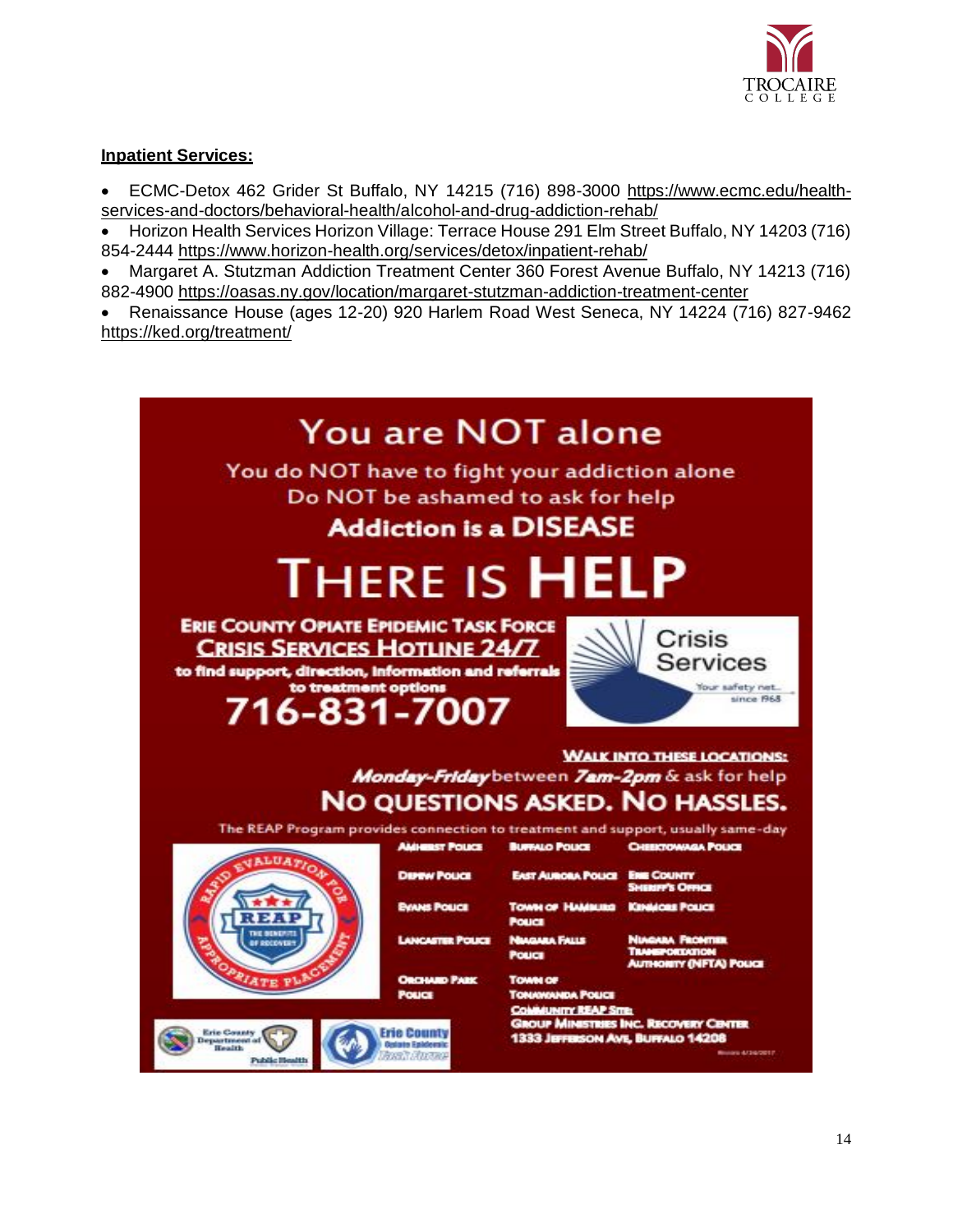**Inpatient Services:**

- ECMC-Detox 462 Grider St Buffalo, NY 14215 (716) 898-3000 https://www.ecmc.edu/health-services-and-doctors/behavioral-health/alcohol-and-drug-addiction-rehab/
- Horizon Health Services Horizon Village: Terrace House 291 Elm Street Buffalo, NY 14203 (716) 854-2444 https://www.horizon-health.org/services/detox/inpatient-rehab/
- Margaret A. Stutzman Addiction Treatment Center 360 Forest Avenue Buffalo, NY 14213 (716) 882-4900 https://oasas.ny.gov/location/margaret-stutzman-addiction-treatment-center
- Renaissance House (ages 12-20) 920 Harlem Road West Seneca, NY 14224 (716) 827-9462 https://ked.org/treatment/

# You are NOT alone

You do NOT have to fight your addiction alone

Do NOT be ashamed to ask for help

**Addiction is a DISEASE**

# THERE IS HELP

**ERIE COUNTY OPIATE EPIDEMIC TASK FORCE**

**CRISIS SERVICES HOTLINE 24/7**

**to find support, direction, information and referrals to treatment options**

**716-831-7007**

Crisis Services
Your safety net... since 1968

**WALK INTO THESE LOCATIONS:**

***Monday-Friday*** between ***7am-2pm*** & ask for help

**NO QUESTIONS ASKED. NO HASSLES.**

The REAP Program provides connection to treatment and support, usually same-day

RAPID EVALUATION FOR APPROPRIATE PLACEMENT — REAP — THE BENEFITS OF RECOVERY

| | | |
|---|---|---|
| Amherst Police | Buffalo Police | Cheektowaga Police |
| Depew Police | East Aurora Police | Erie County Sheriff's Office |
| Evans Police | Town of Hamburg Police | Kenmore Police |
| Lancaster Police | Niagara Falls Police | Niagara Frontier Transportation Authority (NFTA) Police |
| Orchard Park Police | Town of Tonawanda Police | |

**COMMUNITY REAP SITE:**
**GROUP MINISTRIES INC. RECOVERY CENTER**
**1333 JEFFERSON AVE, BUFFALO 14208**

Erie County Department of Health — Public Health

Erie County Opiate Epidemic Task Force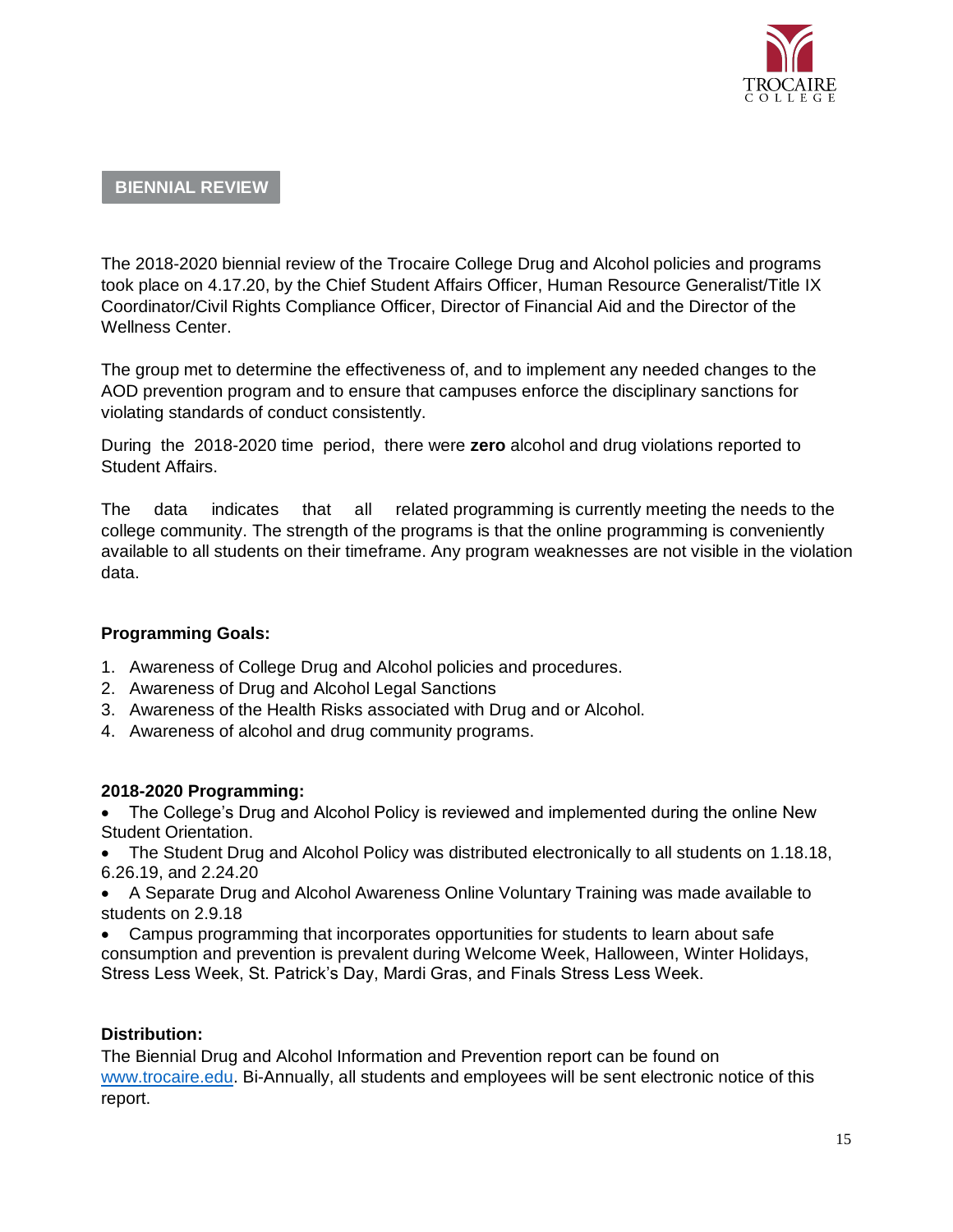## BIENNIAL REVIEW

The 2018-2020 biennial review of the Trocaire College Drug and Alcohol policies and programs took place on 4.17.20, by the Chief Student Affairs Officer, Human Resource Generalist/Title IX Coordinator/Civil Rights Compliance Officer, Director of Financial Aid and the Director of the Wellness Center.

The group met to determine the effectiveness of, and to implement any needed changes to the AOD prevention program and to ensure that campuses enforce the disciplinary sanctions for violating standards of conduct consistently.

During the 2018-2020 time period, there were **zero** alcohol and drug violations reported to Student Affairs.

The data indicates that all related programming is currently meeting the needs to the college community. The strength of the programs is that the online programming is conveniently available to all students on their timeframe. Any program weaknesses are not visible in the violation data.

**Programming Goals:**

1. Awareness of College Drug and Alcohol policies and procedures.
2. Awareness of Drug and Alcohol Legal Sanctions
3. Awareness of the Health Risks associated with Drug and or Alcohol.
4. Awareness of alcohol and drug community programs.

**2018-2020 Programming:**

- The College's Drug and Alcohol Policy is reviewed and implemented during the online New Student Orientation.
- The Student Drug and Alcohol Policy was distributed electronically to all students on 1.18.18, 6.26.19, and 2.24.20
- A Separate Drug and Alcohol Awareness Online Voluntary Training was made available to students on 2.9.18
- Campus programming that incorporates opportunities for students to learn about safe consumption and prevention is prevalent during Welcome Week, Halloween, Winter Holidays, Stress Less Week, St. Patrick's Day, Mardi Gras, and Finals Stress Less Week.

**Distribution:**

The Biennial Drug and Alcohol Information and Prevention report can be found on [www.trocaire.edu](http://www.trocaire.edu). Bi-Annually, all students and employees will be sent electronic notice of this report.